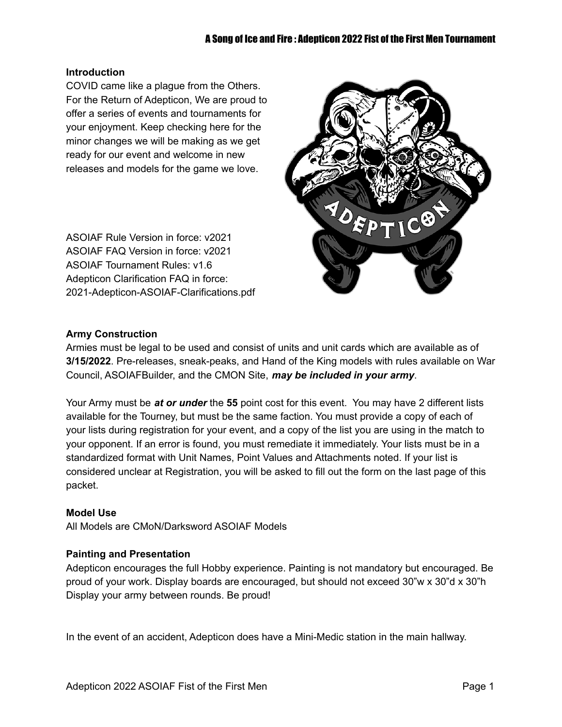**Introduction**

COVID came like a plague from the Others. For the Return of Adepticon, We are proud to offer a series of events and tournaments for your enjoyment. Keep checking here for the minor changes we will be making as we get ready for our event and welcome in new releases and models for the game we love.

ASOIAF Rule Version in force: v2021
ASOIAF FAQ Version in force: v2021
ASOIAF Tournament Rules: v1.6
Adepticon Clarification FAQ in force: 2021-Adepticon-ASOIAF-Clarifications.pdf

**Army Construction**

Armies must be legal to be used and consist of units and unit cards which are available as of **3/15/2022**. Pre-releases, sneak-peaks, and Hand of the King models with rules available on War Council, ASOIAFBuilder, and the CMON Site, ***may be included in your army***.

Your Army must be ***at or under*** the **55** point cost for this event. You may have 2 different lists available for the Tourney, but must be the same faction. You must provide a copy of each of your lists during registration for your event, and a copy of the list you are using in the match to your opponent. If an error is found, you must remediate it immediately. Your lists must be in a standardized format with Unit Names, Point Values and Attachments noted. If your list is considered unclear at Registration, you will be asked to fill out the form on the last page of this packet.

**Model Use**

All Models are CMoN/Darksword ASOIAF Models

**Painting and Presentation**

Adepticon encourages the full Hobby experience. Painting is not mandatory but encouraged. Be proud of your work. Display boards are encouraged, but should not exceed 30"w x 30"d x 30"h Display your army between rounds. Be proud!

In the event of an accident, Adepticon does have a Mini-Medic station in the main hallway.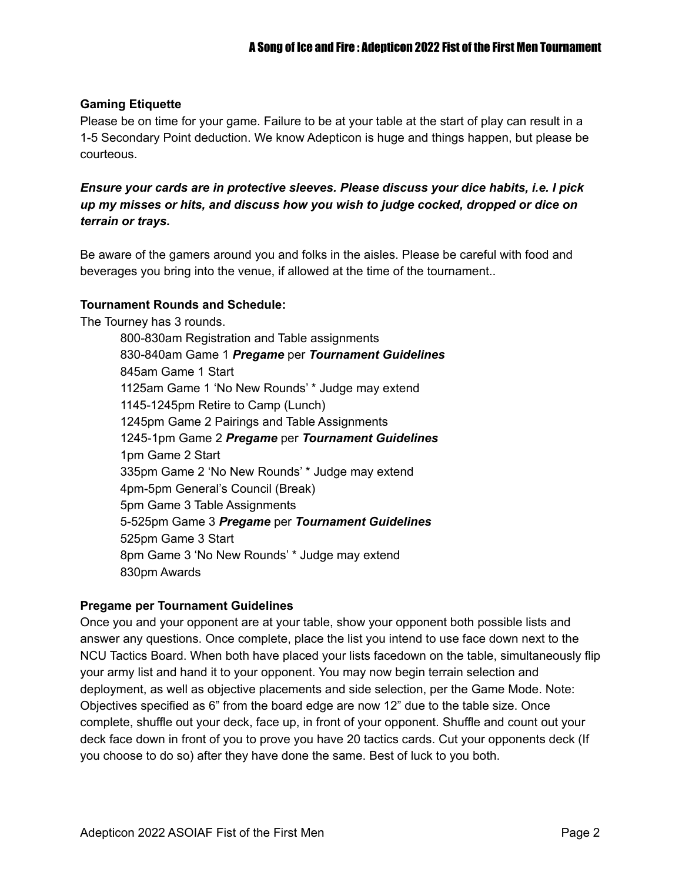**Gaming Etiquette**

Please be on time for your game. Failure to be at your table at the start of play can result in a 1-5 Secondary Point deduction. We know Adepticon is huge and things happen, but please be courteous.

***Ensure your cards are in protective sleeves. Please discuss your dice habits, i.e. I pick up my misses or hits, and discuss how you wish to judge cocked, dropped or dice on terrain or trays.***

Be aware of the gamers around you and folks in the aisles. Please be careful with food and beverages you bring into the venue, if allowed at the time of the tournament..

**Tournament Rounds and Schedule:**

The Tourney has 3 rounds.

> 800-830am Registration and Table assignments
> 830-840am Game 1 ***Pregame*** per ***Tournament Guidelines***
> 845am Game 1 Start
> 1125am Game 1 'No New Rounds' * Judge may extend
> 1145-1245pm Retire to Camp (Lunch)
> 1245pm Game 2 Pairings and Table Assignments
> 1245-1pm Game 2 ***Pregame*** per ***Tournament Guidelines***
> 1pm Game 2 Start
> 335pm Game 2 'No New Rounds' * Judge may extend
> 4pm-5pm General's Council (Break)
> 5pm Game 3 Table Assignments
> 5-525pm Game 3 ***Pregame*** per ***Tournament Guidelines***
> 525pm Game 3 Start
> 8pm Game 3 'No New Rounds' * Judge may extend
> 830pm Awards

**Pregame per Tournament Guidelines**

Once you and your opponent are at your table, show your opponent both possible lists and answer any questions. Once complete, place the list you intend to use face down next to the NCU Tactics Board. When both have placed your lists facedown on the table, simultaneously flip your army list and hand it to your opponent. You may now begin terrain selection and deployment, as well as objective placements and side selection, per the Game Mode. Note: Objectives specified as 6" from the board edge are now 12" due to the table size. Once complete, shuffle out your deck, face up, in front of your opponent. Shuffle and count out your deck face down in front of you to prove you have 20 tactics cards. Cut your opponents deck (If you choose to do so) after they have done the same. Best of luck to you both.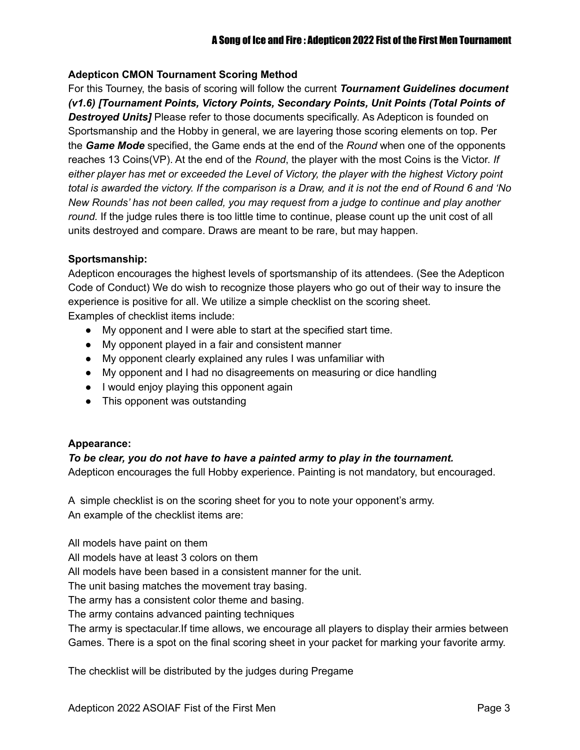**Adepticon CMON Tournament Scoring Method**

For this Tourney, the basis of scoring will follow the current ***Tournament Guidelines document (v1.6) [Tournament Points, Victory Points, Secondary Points, Unit Points (Total Points of Destroyed Units]*** Please refer to those documents specifically. As Adepticon is founded on Sportsmanship and the Hobby in general, we are layering those scoring elements on top. Per the ***Game Mode*** specified, the Game ends at the end of the *Round* when one of the opponents reaches 13 Coins(VP). At the end of the *Round*, the player with the most Coins is the Victor. *If either player has met or exceeded the Level of Victory, the player with the highest Victory point total is awarded the victory. If the comparison is a Draw, and it is not the end of Round 6 and 'No New Rounds' has not been called, you may request from a judge to continue and play another round*. If the judge rules there is too little time to continue, please count up the unit cost of all units destroyed and compare. Draws are meant to be rare, but may happen.

**Sportsmanship:**

Adepticon encourages the highest levels of sportsmanship of its attendees. (See the Adepticon Code of Conduct) We do wish to recognize those players who go out of their way to insure the experience is positive for all. We utilize a simple checklist on the scoring sheet.
Examples of checklist items include:

- My opponent and I were able to start at the specified start time.
- My opponent played in a fair and consistent manner
- My opponent clearly explained any rules I was unfamiliar with
- My opponent and I had no disagreements on measuring or dice handling
- I would enjoy playing this opponent again
- This opponent was outstanding

**Appearance:**

***To be clear, you do not have to have a painted army to play in the tournament.***
Adepticon encourages the full Hobby experience. Painting is not mandatory, but encouraged.

A simple checklist is on the scoring sheet for you to note your opponent's army.
An example of the checklist items are:

All models have paint on them
All models have at least 3 colors on them
All models have been based in a consistent manner for the unit.
The unit basing matches the movement tray basing.
The army has a consistent color theme and basing.
The army contains advanced painting techniques
The army is spectacular.If time allows, we encourage all players to display their armies between Games. There is a spot on the final scoring sheet in your packet for marking your favorite army.

The checklist will be distributed by the judges during Pregame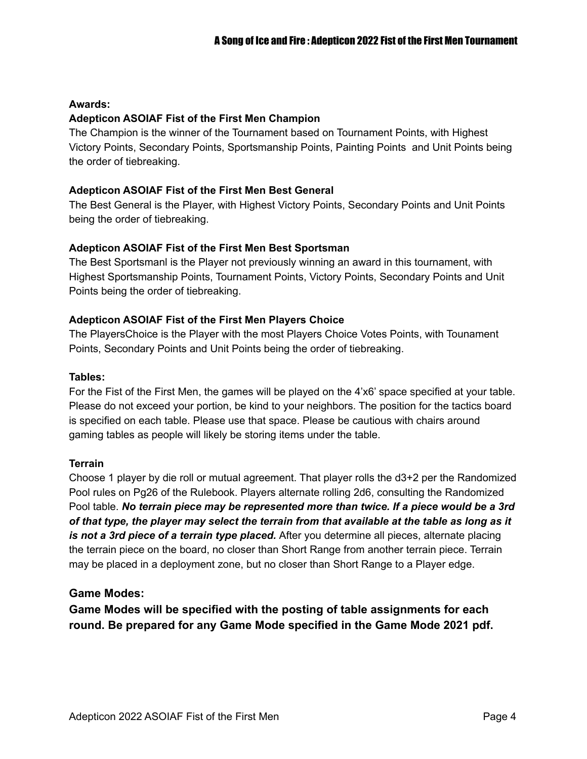**Awards:**

**Adepticon ASOIAF Fist of the First Men Champion**

The Champion is the winner of the Tournament based on Tournament Points, with Highest Victory Points, Secondary Points, Sportsmanship Points, Painting Points  and Unit Points being the order of tiebreaking.

**Adepticon ASOIAF Fist of the First Men Best General**

The Best General is the Player, with Highest Victory Points, Secondary Points and Unit Points being the order of tiebreaking.

**Adepticon ASOIAF Fist of the First Men Best Sportsman**

The Best Sportsmanl is the Player not previously winning an award in this tournament, with Highest Sportsmanship Points, Tournament Points, Victory Points, Secondary Points and Unit Points being the order of tiebreaking.

**Adepticon ASOIAF Fist of the First Men Players Choice**

The PlayersChoice is the Player with the most Players Choice Votes Points, with Tounament Points, Secondary Points and Unit Points being the order of tiebreaking.

**Tables:**

For the Fist of the First Men, the games will be played on the 4'x6' space specified at your table. Please do not exceed your portion, be kind to your neighbors. The position for the tactics board is specified on each table. Please use that space. Please be cautious with chairs around gaming tables as people will likely be storing items under the table.

**Terrain**

Choose 1 player by die roll or mutual agreement. That player rolls the d3+2 per the Randomized Pool rules on Pg26 of the Rulebook. Players alternate rolling 2d6, consulting the Randomized Pool table. ***No terrain piece may be represented more than twice. If a piece would be a 3rd of that type, the player may select the terrain from that available at the table as long as it is not a 3rd piece of a terrain type placed.*** After you determine all pieces, alternate placing the terrain piece on the board, no closer than Short Range from another terrain piece. Terrain may be placed in a deployment zone, but no closer than Short Range to a Player edge.

## Game Modes:

**Game Modes will be specified with the posting of table assignments for each round. Be prepared for any Game Mode specified in the Game Mode 2021 pdf.**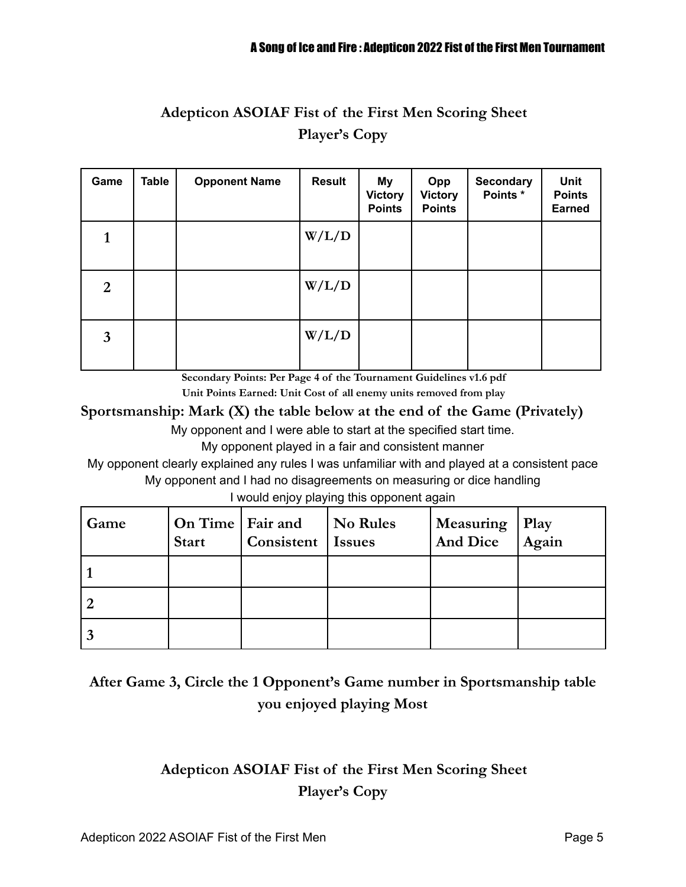## Adepticon ASOIAF Fist of the First Men Scoring Sheet

## Player's Copy

| Game | Table | Opponent Name | Result | My Victory Points | Opp Victory Points | Secondary Points * | Unit Points Earned |
|---|---|---|---|---|---|---|---|
| 1 | | | W/L/D | | | | |
| 2 | | | W/L/D | | | | |
| 3 | | | W/L/D | | | | |

**Secondary Points: Per Page 4 of the Tournament Guidelines v1.6 pdf**

**Unit Points Earned: Unit Cost of all enemy units removed from play**

### Sportsmanship: Mark (X) the table below at the end of the Game (Privately)

My opponent and I were able to start at the specified start time.

My opponent played in a fair and consistent manner

My opponent clearly explained any rules I was unfamiliar with and played at a consistent pace

My opponent and I had no disagreements on measuring or dice handling

I would enjoy playing this opponent again

| Game | On Time Start | Fair and Consistent | No Rules Issues | Measuring And Dice | Play Again |
|---|---|---|---|---|---|
| 1 | | | | | |
| 2 | | | | | |
| 3 | | | | | |

### After Game 3, Circle the 1 Opponent's Game number in Sportsmanship table you enjoyed playing Most

## Adepticon ASOIAF Fist of the First Men Scoring Sheet

## Player's Copy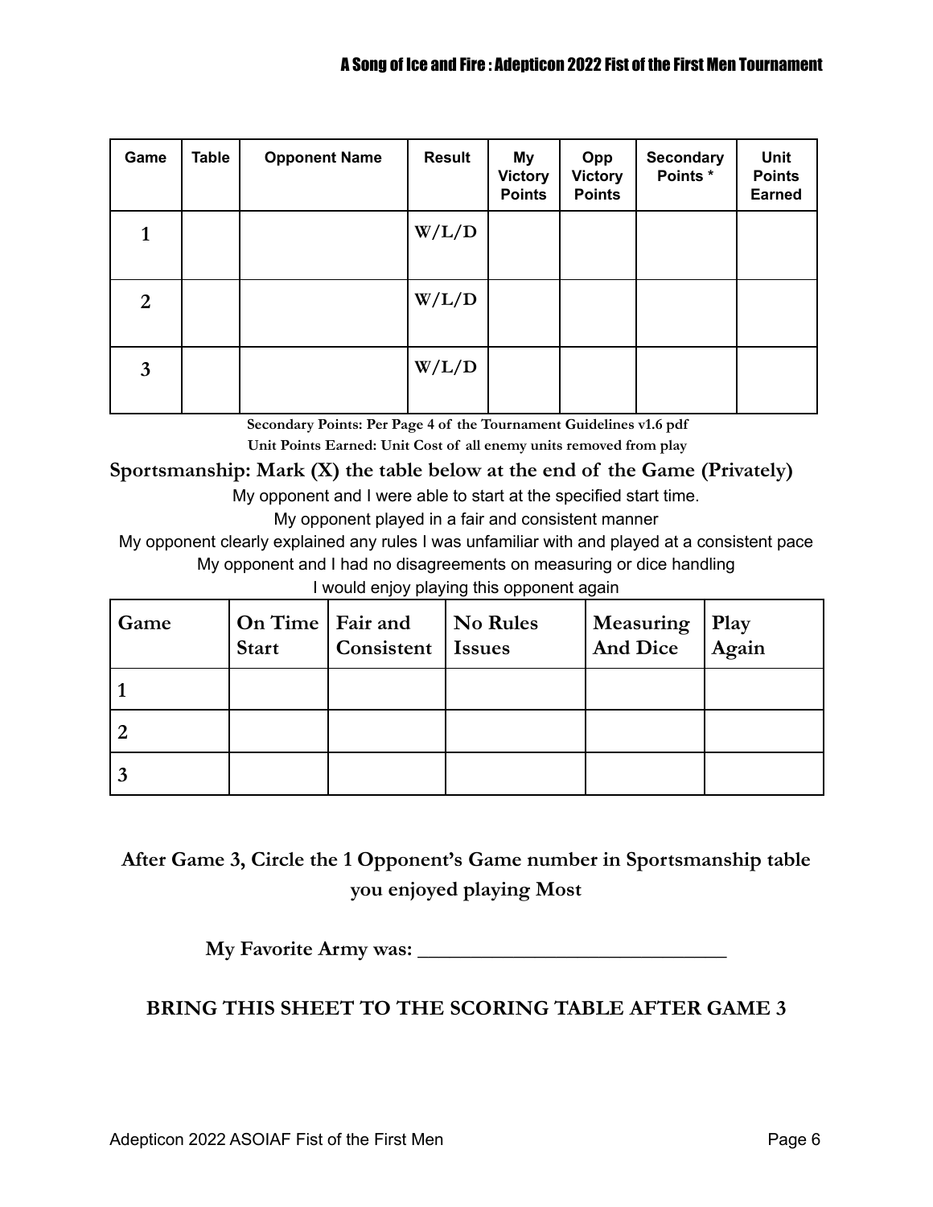| Game | Table | Opponent Name | Result | My Victory Points | Opp Victory Points | Secondary Points * | Unit Points Earned |
|---|---|---|---|---|---|---|---|
| 1 | | | W/L/D | | | | |
| 2 | | | W/L/D | | | | |
| 3 | | | W/L/D | | | | |

**Secondary Points: Per Page 4 of the Tournament Guidelines v1.6 pdf**

**Unit Points Earned: Unit Cost of all enemy units removed from play**

**Sportsmanship: Mark (X) the table below at the end of the Game (Privately)**

My opponent and I were able to start at the specified start time.

My opponent played in a fair and consistent manner

My opponent clearly explained any rules I was unfamiliar with and played at a consistent pace

My opponent and I had no disagreements on measuring or dice handling

I would enjoy playing this opponent again

| Game | On Time Start | Fair and Consistent | No Rules Issues | Measuring And Dice | Play Again |
|---|---|---|---|---|---|
| 1 | | | | | |
| 2 | | | | | |
| 3 | | | | | |

**After Game 3, Circle the 1 Opponent's Game number in Sportsmanship table you enjoyed playing Most**

**My Favorite Army was: ______________________________**

**BRING THIS SHEET TO THE SCORING TABLE AFTER GAME 3**